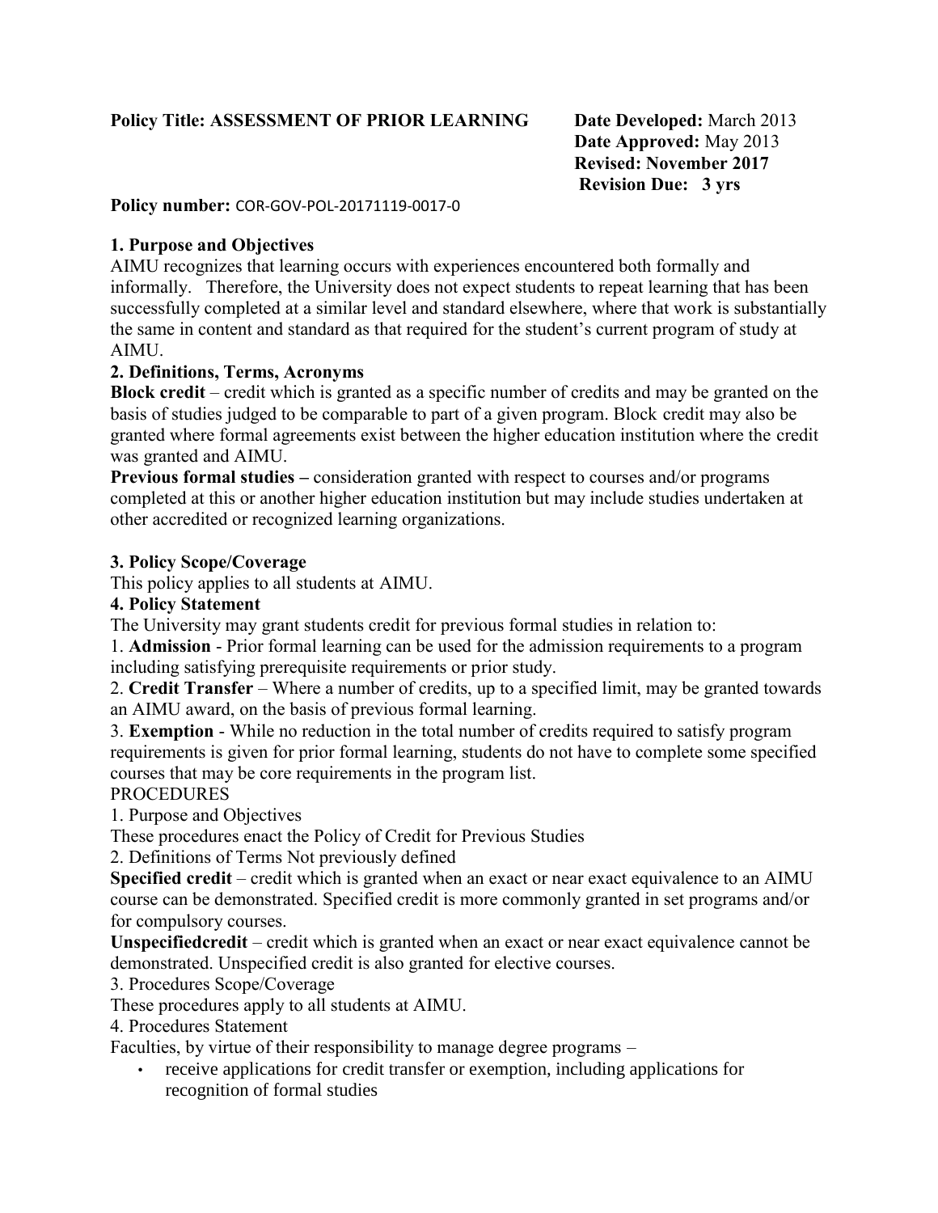**Policy Title: ASSESSMENT OF PRIOR LEARNING** **Date Developed:** March 2013
**Date Approved:** May 2013
**Revised: November 2017**
**Revision Due: 3 yrs**

**Policy number:** COR-GOV-POL-20171119-0017-0

## 1. Purpose and Objectives

AIMU recognizes that learning occurs with experiences encountered both formally and informally. Therefore, the University does not expect students to repeat learning that has been successfully completed at a similar level and standard elsewhere, where that work is substantially the same in content and standard as that required for the student's current program of study at AIMU.

## 2. Definitions, Terms, Acronyms

**Block credit** – credit which is granted as a specific number of credits and may be granted on the basis of studies judged to be comparable to part of a given program. Block credit may also be granted where formal agreements exist between the higher education institution where the credit was granted and AIMU.

**Previous formal studies –** consideration granted with respect to courses and/or programs completed at this or another higher education institution but may include studies undertaken at other accredited or recognized learning organizations.

## 3. Policy Scope/Coverage

This policy applies to all students at AIMU.

## 4. Policy Statement

The University may grant students credit for previous formal studies in relation to:

1. **Admission** - Prior formal learning can be used for the admission requirements to a program including satisfying prerequisite requirements or prior study.
2. **Credit Transfer** – Where a number of credits, up to a specified limit, may be granted towards an AIMU award, on the basis of previous formal learning.
3. **Exemption** - While no reduction in the total number of credits required to satisfy program requirements is given for prior formal learning, students do not have to complete some specified courses that may be core requirements in the program list.

PROCEDURES

1. Purpose and Objectives

These procedures enact the Policy of Credit for Previous Studies

2. Definitions of Terms Not previously defined

**Specified credit** – credit which is granted when an exact or near exact equivalence to an AIMU course can be demonstrated. Specified credit is more commonly granted in set programs and/or for compulsory courses.

**Unspecifiedcredit** – credit which is granted when an exact or near exact equivalence cannot be demonstrated. Unspecified credit is also granted for elective courses.

3. Procedures Scope/Coverage

These procedures apply to all students at AIMU.

4. Procedures Statement

Faculties, by virtue of their responsibility to manage degree programs –

- receive applications for credit transfer or exemption, including applications for recognition of formal studies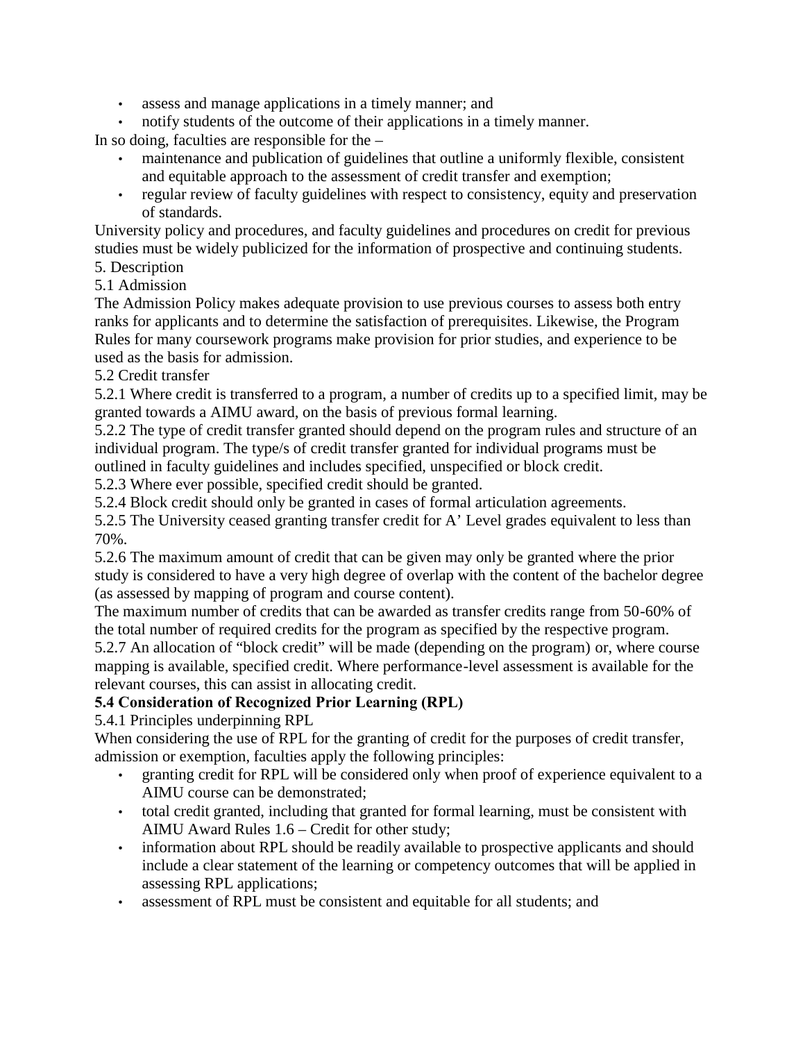- assess and manage applications in a timely manner; and
- notify students of the outcome of their applications in a timely manner.

In so doing, faculties are responsible for the –

- maintenance and publication of guidelines that outline a uniformly flexible, consistent and equitable approach to the assessment of credit transfer and exemption;
- regular review of faculty guidelines with respect to consistency, equity and preservation of standards.

University policy and procedures, and faculty guidelines and procedures on credit for previous studies must be widely publicized for the information of prospective and continuing students.

5. Description

5.1 Admission

The Admission Policy makes adequate provision to use previous courses to assess both entry ranks for applicants and to determine the satisfaction of prerequisites. Likewise, the Program Rules for many coursework programs make provision for prior studies, and experience to be used as the basis for admission.

5.2 Credit transfer

5.2.1 Where credit is transferred to a program, a number of credits up to a specified limit, may be granted towards a AIMU award, on the basis of previous formal learning.

5.2.2 The type of credit transfer granted should depend on the program rules and structure of an individual program. The type/s of credit transfer granted for individual programs must be outlined in faculty guidelines and includes specified, unspecified or block credit.

5.2.3 Where ever possible, specified credit should be granted.

5.2.4 Block credit should only be granted in cases of formal articulation agreements.

5.2.5 The University ceased granting transfer credit for A' Level grades equivalent to less than 70%.

5.2.6 The maximum amount of credit that can be given may only be granted where the prior study is considered to have a very high degree of overlap with the content of the bachelor degree (as assessed by mapping of program and course content).

The maximum number of credits that can be awarded as transfer credits range from 50-60% of the total number of required credits for the program as specified by the respective program.

5.2.7 An allocation of "block credit" will be made (depending on the program) or, where course mapping is available, specified credit. Where performance-level assessment is available for the relevant courses, this can assist in allocating credit.

**5.4 Consideration of Recognized Prior Learning (RPL)**

5.4.1 Principles underpinning RPL

When considering the use of RPL for the granting of credit for the purposes of credit transfer, admission or exemption, faculties apply the following principles:

- granting credit for RPL will be considered only when proof of experience equivalent to a AIMU course can be demonstrated;
- total credit granted, including that granted for formal learning, must be consistent with AIMU Award Rules 1.6 – Credit for other study;
- information about RPL should be readily available to prospective applicants and should include a clear statement of the learning or competency outcomes that will be applied in assessing RPL applications;
- assessment of RPL must be consistent and equitable for all students; and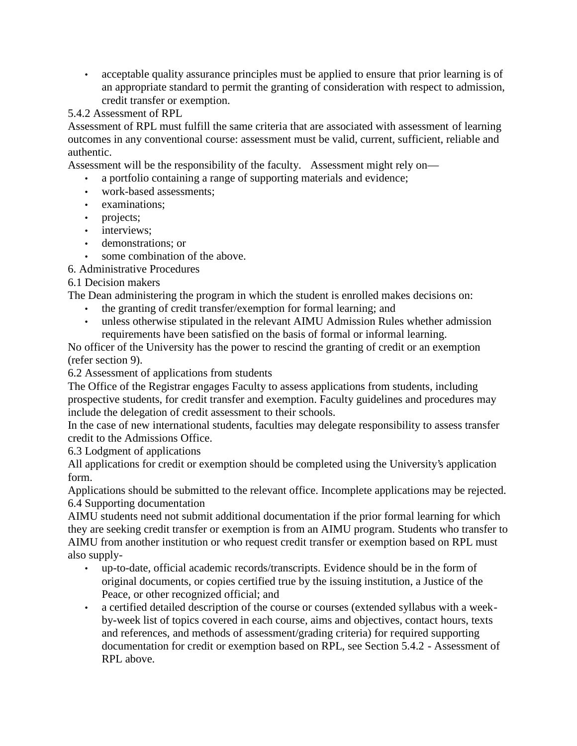- acceptable quality assurance principles must be applied to ensure that prior learning is of an appropriate standard to permit the granting of consideration with respect to admission, credit transfer or exemption.

### 5.4.2 Assessment of RPL

Assessment of RPL must fulfill the same criteria that are associated with assessment of learning outcomes in any conventional course: assessment must be valid, current, sufficient, reliable and authentic.

Assessment will be the responsibility of the faculty. Assessment might rely on—

- a portfolio containing a range of supporting materials and evidence;
- work-based assessments;
- examinations;
- projects;
- interviews;
- demonstrations; or
- some combination of the above.

## 6. Administrative Procedures

### 6.1 Decision makers

The Dean administering the program in which the student is enrolled makes decisions on:

- the granting of credit transfer/exemption for formal learning; and
- unless otherwise stipulated in the relevant AIMU Admission Rules whether admission requirements have been satisfied on the basis of formal or informal learning.

No officer of the University has the power to rescind the granting of credit or an exemption (refer section 9).

### 6.2 Assessment of applications from students

The Office of the Registrar engages Faculty to assess applications from students, including prospective students, for credit transfer and exemption. Faculty guidelines and procedures may include the delegation of credit assessment to their schools.

In the case of new international students, faculties may delegate responsibility to assess transfer credit to the Admissions Office.

### 6.3 Lodgment of applications

All applications for credit or exemption should be completed using the University's application form.

Applications should be submitted to the relevant office. Incomplete applications may be rejected.

### 6.4 Supporting documentation

AIMU students need not submit additional documentation if the prior formal learning for which they are seeking credit transfer or exemption is from an AIMU program. Students who transfer to AIMU from another institution or who request credit transfer or exemption based on RPL must also supply-

- up-to-date, official academic records/transcripts. Evidence should be in the form of original documents, or copies certified true by the issuing institution, a Justice of the Peace, or other recognized official; and
- a certified detailed description of the course or courses (extended syllabus with a week-by-week list of topics covered in each course, aims and objectives, contact hours, texts and references, and methods of assessment/grading criteria) for required supporting documentation for credit or exemption based on RPL, see Section 5.4.2 - Assessment of RPL above.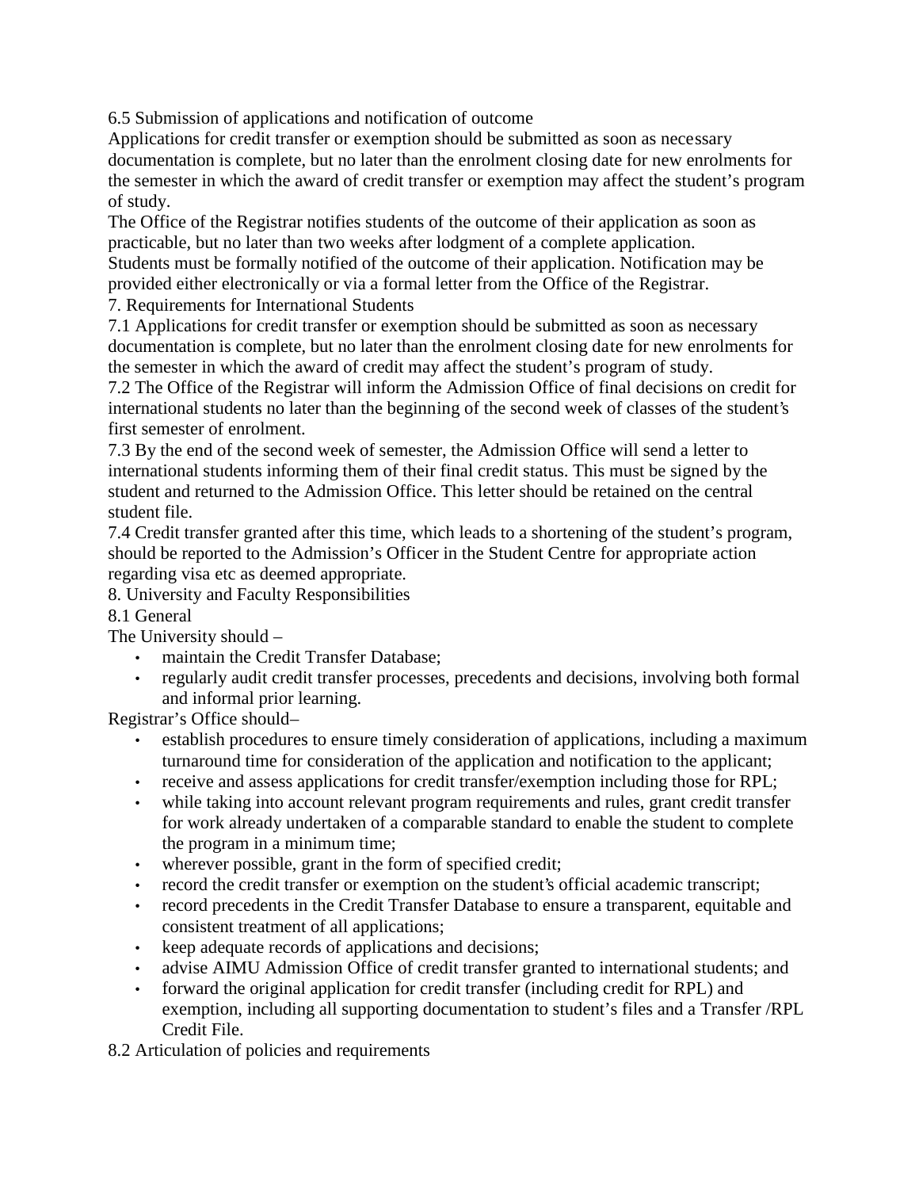### 6.5 Submission of applications and notification of outcome

Applications for credit transfer or exemption should be submitted as soon as necessary documentation is complete, but no later than the enrolment closing date for new enrolments for the semester in which the award of credit transfer or exemption may affect the student's program of study.

The Office of the Registrar notifies students of the outcome of their application as soon as practicable, but no later than two weeks after lodgment of a complete application.

Students must be formally notified of the outcome of their application. Notification may be provided either electronically or via a formal letter from the Office of the Registrar.

## 7. Requirements for International Students

7.1 Applications for credit transfer or exemption should be submitted as soon as necessary documentation is complete, but no later than the enrolment closing date for new enrolments for the semester in which the award of credit may affect the student's program of study.

7.2 The Office of the Registrar will inform the Admission Office of final decisions on credit for international students no later than the beginning of the second week of classes of the student's first semester of enrolment.

7.3 By the end of the second week of semester, the Admission Office will send a letter to international students informing them of their final credit status. This must be signed by the student and returned to the Admission Office. This letter should be retained on the central student file.

7.4 Credit transfer granted after this time, which leads to a shortening of the student's program, should be reported to the Admission's Officer in the Student Centre for appropriate action regarding visa etc as deemed appropriate.

## 8. University and Faculty Responsibilities

### 8.1 General

The University should –

- maintain the Credit Transfer Database;
- regularly audit credit transfer processes, precedents and decisions, involving both formal and informal prior learning.

Registrar's Office should–

- establish procedures to ensure timely consideration of applications, including a maximum turnaround time for consideration of the application and notification to the applicant;
- receive and assess applications for credit transfer/exemption including those for RPL;
- while taking into account relevant program requirements and rules, grant credit transfer for work already undertaken of a comparable standard to enable the student to complete the program in a minimum time;
- wherever possible, grant in the form of specified credit;
- record the credit transfer or exemption on the student's official academic transcript;
- record precedents in the Credit Transfer Database to ensure a transparent, equitable and consistent treatment of all applications;
- keep adequate records of applications and decisions;
- advise AIMU Admission Office of credit transfer granted to international students; and
- forward the original application for credit transfer (including credit for RPL) and exemption, including all supporting documentation to student's files and a Transfer /RPL Credit File.

### 8.2 Articulation of policies and requirements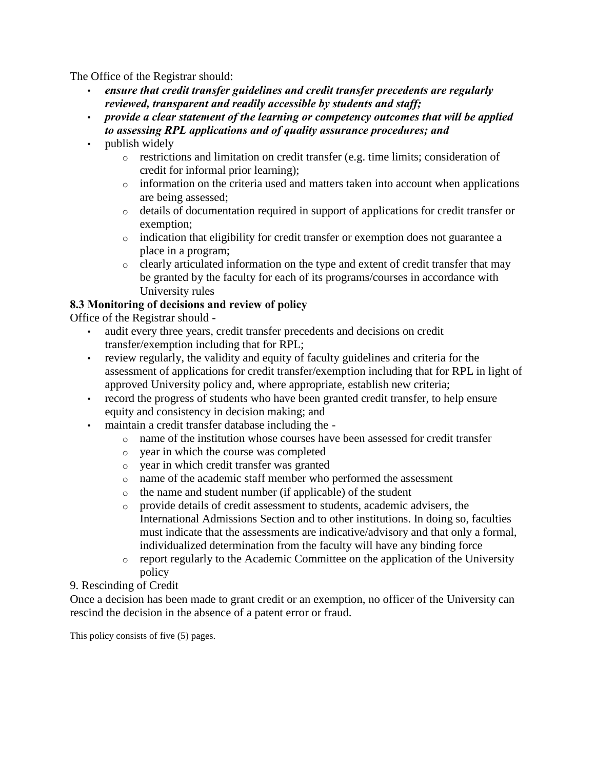The Office of the Registrar should:

- ***ensure that credit transfer guidelines and credit transfer precedents are regularly reviewed, transparent and readily accessible by students and staff;***
- ***provide a clear statement of the learning or competency outcomes that will be applied to assessing RPL applications and of quality assurance procedures; and***
- publish widely
    - restrictions and limitation on credit transfer (e.g. time limits; consideration of credit for informal prior learning);
    - information on the criteria used and matters taken into account when applications are being assessed;
    - details of documentation required in support of applications for credit transfer or exemption;
    - indication that eligibility for credit transfer or exemption does not guarantee a place in a program;
    - clearly articulated information on the type and extent of credit transfer that may be granted by the faculty for each of its programs/courses in accordance with University rules

**8.3 Monitoring of decisions and review of policy**

Office of the Registrar should -

- audit every three years, credit transfer precedents and decisions on credit transfer/exemption including that for RPL;
- review regularly, the validity and equity of faculty guidelines and criteria for the assessment of applications for credit transfer/exemption including that for RPL in light of approved University policy and, where appropriate, establish new criteria;
- record the progress of students who have been granted credit transfer, to help ensure equity and consistency in decision making; and
- maintain a credit transfer database including the -
    - name of the institution whose courses have been assessed for credit transfer
    - year in which the course was completed
    - year in which credit transfer was granted
    - name of the academic staff member who performed the assessment
    - the name and student number (if applicable) of the student
    - provide details of credit assessment to students, academic advisers, the International Admissions Section and to other institutions. In doing so, faculties must indicate that the assessments are indicative/advisory and that only a formal, individualized determination from the faculty will have any binding force
    - report regularly to the Academic Committee on the application of the University policy

9. Rescinding of Credit

Once a decision has been made to grant credit or an exemption, no officer of the University can rescind the decision in the absence of a patent error or fraud.

This policy consists of five (5) pages.